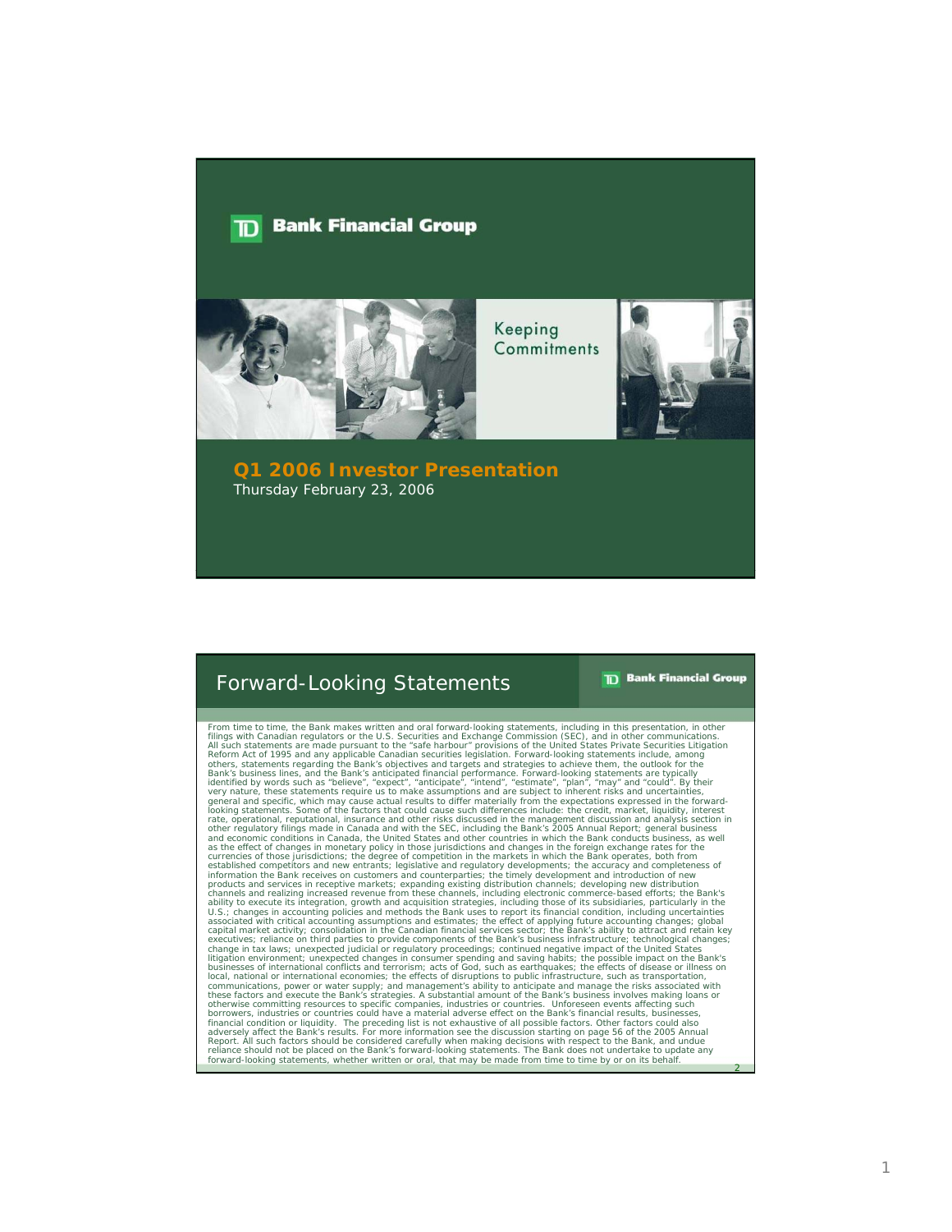TD Bank Financial Group

Keeping Commitments

# Q1 2006 Investor Presentation

Thursday February 23, 2006

## Forward-Looking Statements

TD Bank Financial Group

From time to time, the Bank makes written and oral forward-looking statements, including in this presentation, in other filings with Canadian regulators or the U.S. Securities and Exchange Commission (SEC), and in other communications. All such statements are made pursuant to the "safe harbour" provisions of the United States Private Securities Litigation Reform Act of 1995 and any applicable Canadian securities legislation. Forward-looking statements include, among others, statements regarding the Bank's objectives and targets and strategies to achieve them, the outlook for the Bank's business lines, and the Bank's anticipated financial performance. Forward-looking statements are typically identified by words such as "believe", "expect", "anticipate", "intend", "estimate", "plan", "may" and "could". By their very nature, these statements require us to make assumptions and are subject to inherent risks and uncertainties, general and specific, which may cause actual results to differ materially from the expectations expressed in the forward-looking statements. Some of the factors that could cause such differences include: the credit, market, liquidity, interest rate, operational, reputational, insurance and other risks discussed in the management discussion and analysis section in other regulatory filings made in Canada and with the SEC, including the Bank's 2005 Annual Report; general business and economic conditions in Canada, the United States and other countries in which the Bank conducts business, as well as the effect of changes in monetary policy in those jurisdictions and changes in the foreign exchange rates for the currencies of those jurisdictions; the degree of competition in the markets in which the Bank operates, both from established competitors and new entrants; legislative and regulatory developments; the accuracy and completeness of information the Bank receives on customers and counterparties; the timely development and introduction of new products and services in receptive markets; expanding existing distribution channels; developing new distribution channels and realizing increased revenue from these channels, including electronic commerce-based efforts; the Bank's ability to execute its integration, growth and acquisition strategies, including those of its subsidiaries, particularly in the U.S.; changes in accounting policies and methods the Bank uses to report its financial condition, including uncertainties associated with critical accounting assumptions and estimates; the effect of applying future accounting changes; global capital market activity; consolidation in the Canadian financial services sector; the Bank's ability to attract and retain key executives; reliance on third parties to provide components of the Bank's business infrastructure; technological changes; change in tax laws; unexpected judicial or regulatory proceedings; continued negative impact of the United States litigation environment; unexpected changes in consumer spending and saving habits; the possible impact on the Bank's businesses of international conflicts and terrorism; acts of God, such as earthquakes; the effects of disease or illness on local, national or international economies; the effects of disruptions to public infrastructure, such as transportation, communications, power or water supply; and management's ability to anticipate and manage the risks associated with these factors and execute the Bank's strategies. A substantial amount of the Bank's business involves making loans or otherwise committing resources to specific companies, industries or countries. Unforeseen events affecting such borrowers, industries or countries could have a material adverse effect on the Bank's financial results, businesses, financial condition or liquidity. The preceding list is not exhaustive of all possible factors. Other factors could also adversely affect the Bank's results. For more information see the discussion starting on page 56 of the 2005 Annual Report. All such factors should be considered carefully when making decisions with respect to the Bank, and undue reliance should not be placed on the Bank's forward-looking statements. The Bank does not undertake to update any forward-looking statements, whether written or oral, that may be made from time to time by or on its behalf.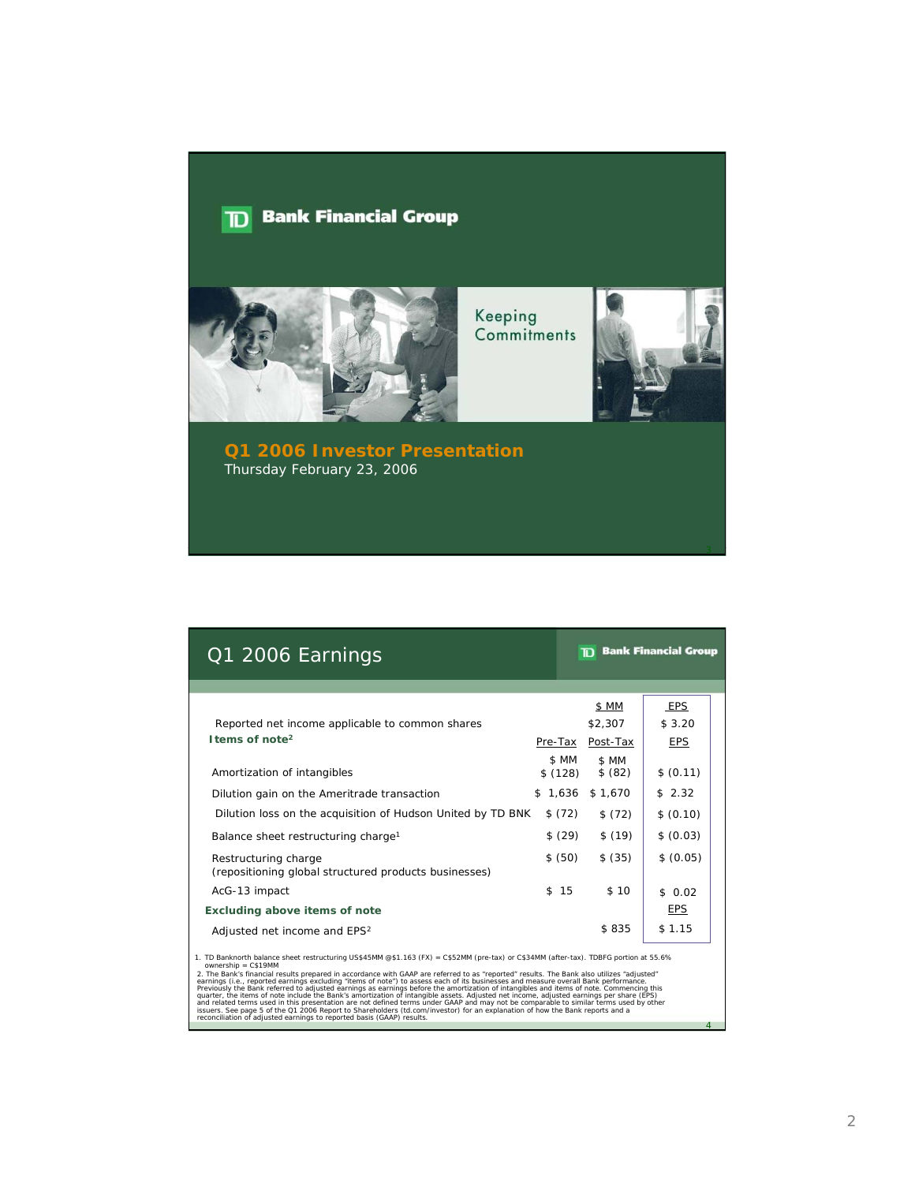# TD Bank Financial Group

## Keeping Commitments

**Q1 2006 Investor Presentation**

Thursday February 23, 2006

---

## Q1 2006 Earnings

|  |  | $ MM | EPS |
|---|---|---|---|
| Reported net income applicable to common shares |  | $2,307 | $ 3.20 |
| **Items of note**[2] | Pre-Tax | Post-Tax | EPS |
|  | $ MM | $ MM |  |
| Amortization of intangibles | $ (128) | $ (82) | $ (0.11) |
| Dilution gain on the Ameritrade transaction | $ 1,636 | $ 1,670 | $ 2.32 |
| Dilution loss on the acquisition of Hudson United by TD BNK | $ (72) | $ (72) | $ (0.10) |
| Balance sheet restructuring charge[1] | $ (29) | $ (19) | $ (0.03) |
| Restructuring charge (repositioning global structured products businesses) | $ (50) | $ (35) | $ (0.05) |
| AcG-13 impact | $ 15 | $ 10 | $ 0.02 |
| **Excluding above items of note** |  |  | EPS |
| Adjusted net income and EPS[2] |  | $ 835 | $ 1.15 |

1. TD Banknorth balance sheet restructuring US$45MM @$1.163 (FX) = C$52MM (pre-tax) or C$34MM (after-tax). TDBFG portion at 55.6% ownership = C$19MM
2. The Bank's financial results prepared in accordance with GAAP are referred to as "reported" results. The Bank also utilizes "adjusted" earnings (i.e., reported earnings excluding "items of note") to assess each of its businesses and measure overall Bank performance. Previously the Bank referred to adjusted earnings as earnings before the amortization of intangibles and items of note. Commencing this quarter, the items of note include the Bank's amortization of intangible assets. Adjusted net income, adjusted earnings per share (EPS) and related terms used in this presentation are not defined terms under GAAP and may not be comparable to similar terms used by other issuers. See page 5 of the Q1 2006 Report to Shareholders (td.com/investor) for an explanation of how the Bank reports and a reconciliation of adjusted earnings to reported basis (GAAP) results.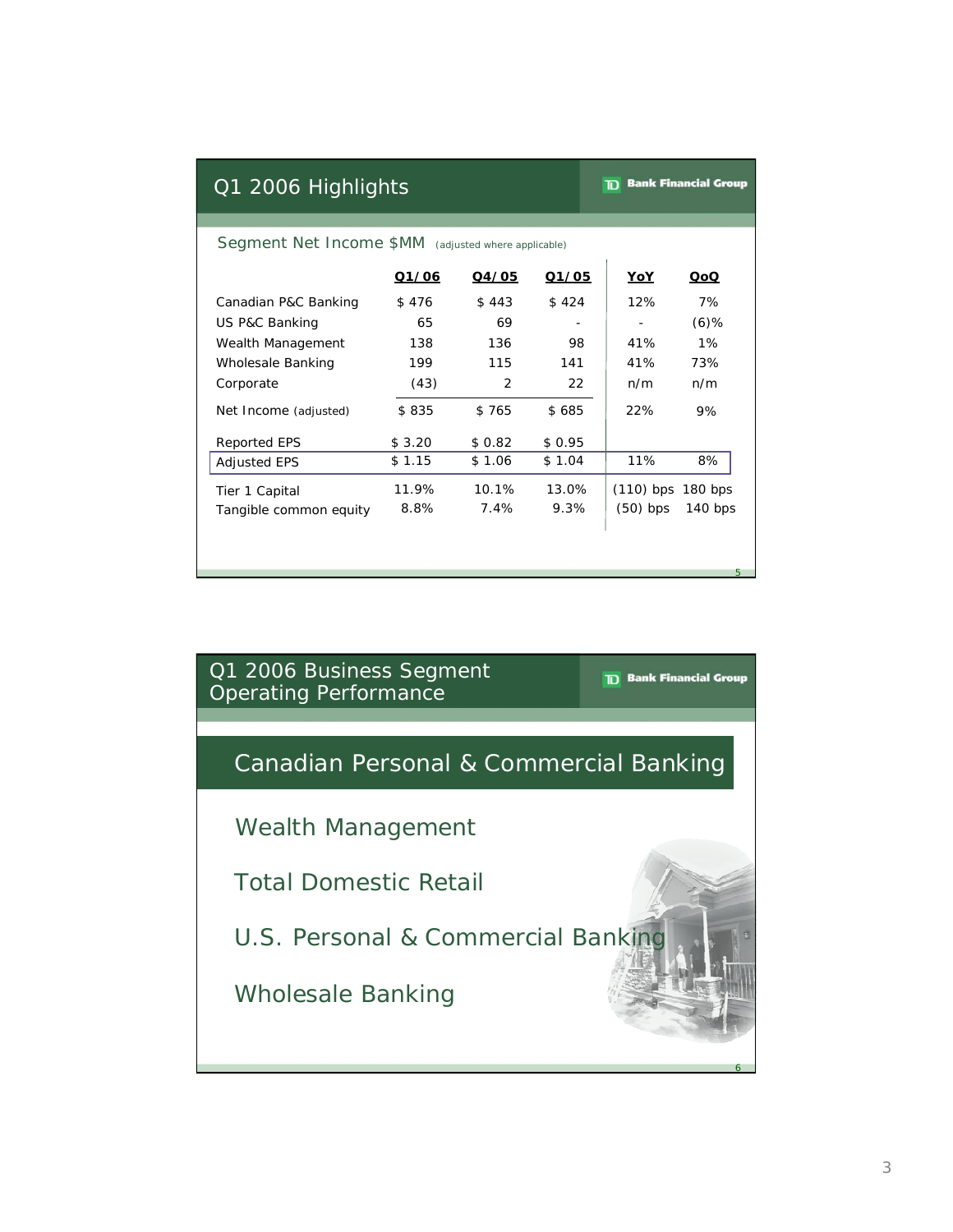## Q1 2006 Highlights

TD Bank Financial Group

### Segment Net Income $MM *(adjusted where applicable)*

| | Q1/06 | Q4/05 | Q1/05 | YoY | QoQ |
|---|---|---|---|---|---|
| Canadian P&C Banking | $ 476 | $ 443 | $ 424 | 12% | 7% |
| US P&C Banking | 65 | 69 | - | - | (6)% |
| Wealth Management | 138 | 136 | 98 | 41% | 1% |
| Wholesale Banking | 199 | 115 | 141 | 41% | 73% |
| Corporate | (43) | 2 | 22 | n/m | n/m |
| Net Income (adjusted) | $ 835 | $ 765 | $ 685 | 22% | 9% |
| Reported EPS | $ 3.20 | $ 0.82 | $ 0.95 | | |
| Adjusted EPS | $ 1.15 | $ 1.06 | $ 1.04 | 11% | 8% |
| Tier 1 Capital | 11.9% | 10.1% | 13.0% | (110) bps | 180 bps |
| Tangible common equity | 8.8% | 7.4% | 9.3% | (50) bps | 140 bps |

## Q1 2006 Business Segment Operating Performance

TD Bank Financial Group

- **Canadian Personal & Commercial Banking**
- Wealth Management
- Total Domestic Retail
- U.S. Personal & Commercial Banking
- Wholesale Banking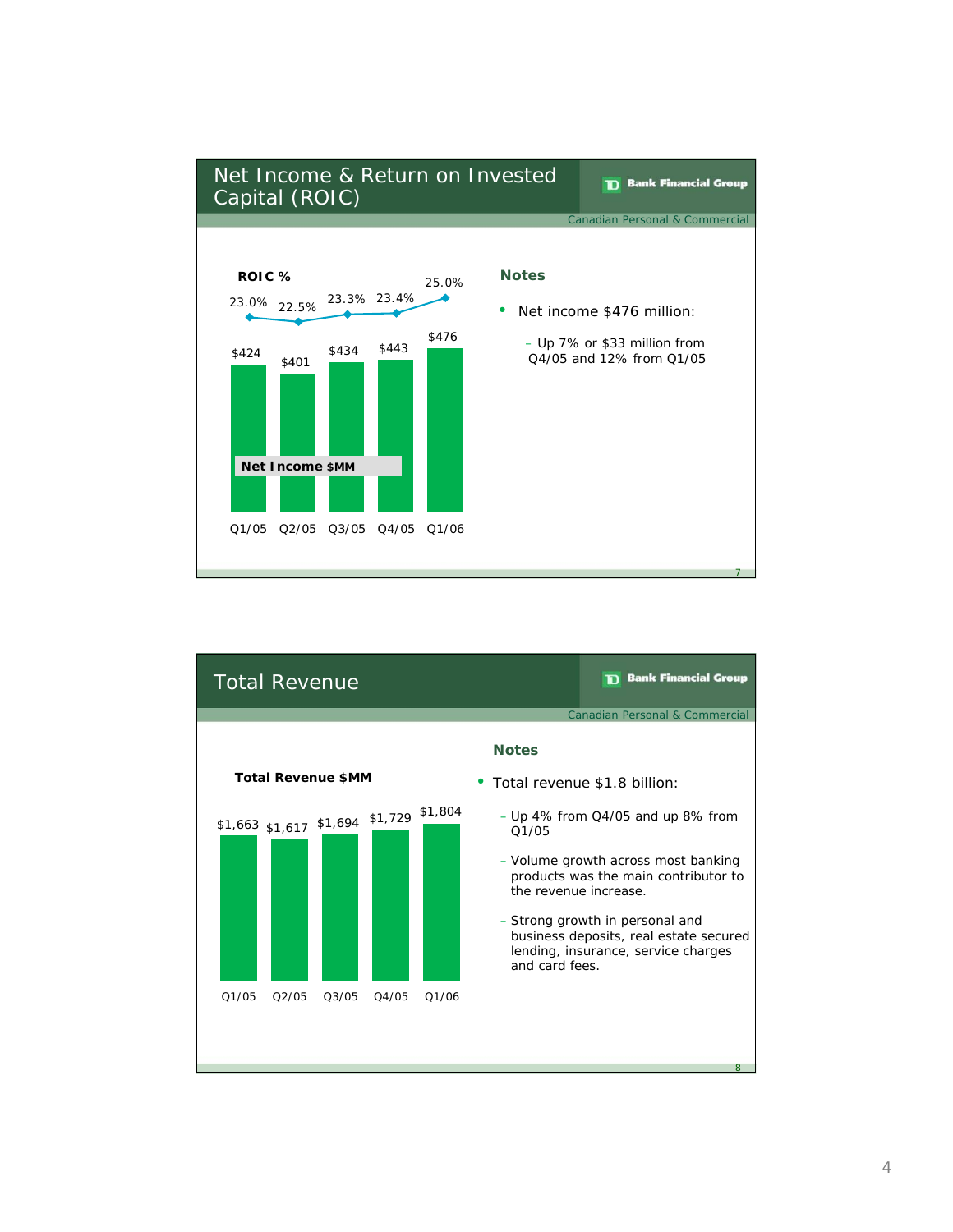## Net Income & Return on Invested Capital (ROIC)

TD Bank Financial Group

Canadian Personal & Commercial

**ROIC %**

| | Q1/05 | Q2/05 | Q3/05 | Q4/05 | Q1/06 |
|---|---|---|---|---|---|
| ROIC % | 23.0% | 22.5% | 23.3% | 23.4% | 25.0% |
| Net Income $MM | $424 | $401 | $434 | $443 | $476 |

**Notes**

- Net income $476 million:
  - Up 7% or $33 million from Q4/05 and 12% from Q1/05

## Total Revenue

TD Bank Financial Group

Canadian Personal & Commercial

**Total Revenue $MM**

| | Q1/05 | Q2/05 | Q3/05 | Q4/05 | Q1/06 |
|---|---|---|---|---|---|
| Total Revenue $MM | $1,663 | $1,617 | $1,694 | $1,729 | $1,804 |

**Notes**

- Total revenue $1.8 billion:
  - Up 4% from Q4/05 and up 8% from Q1/05
  - Volume growth across most banking products was the main contributor to the revenue increase.
  - Strong growth in personal and business deposits, real estate secured lending, insurance, service charges and card fees.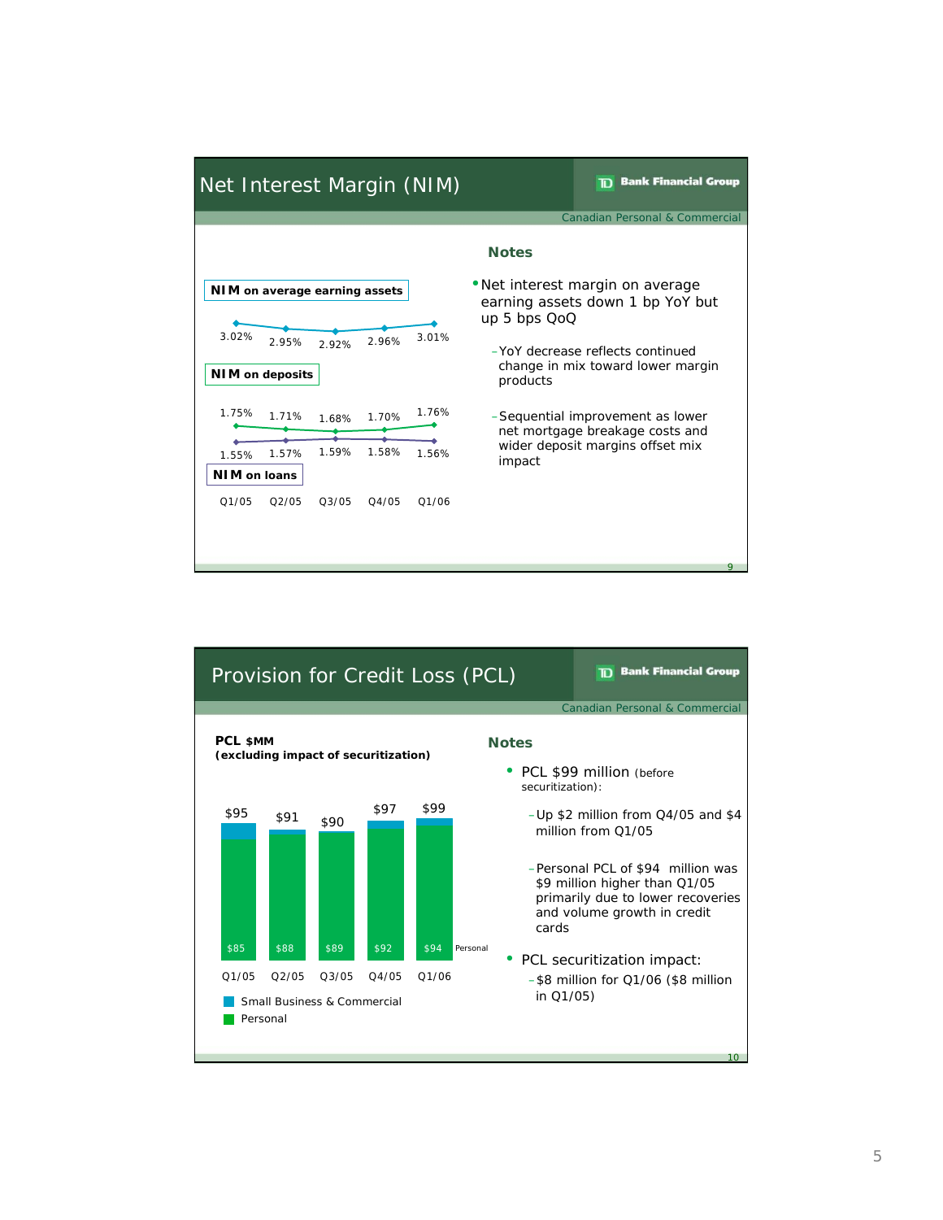## Net Interest Margin (NIM)

TD Bank Financial Group

Canadian Personal & Commercial

| | Q1/05 | Q2/05 | Q3/05 | Q4/05 | Q1/06 |
|---|---|---|---|---|---|
| NIM on average earning assets | 3.02% | 2.95% | 2.92% | 2.96% | 3.01% |
| NIM on deposits | 1.75% | 1.71% | 1.68% | 1.70% | 1.76% |
| NIM on loans | 1.55% | 1.57% | 1.59% | 1.58% | 1.56% |

### Notes

- Net interest margin on average earning assets down 1 bp YoY but up 5 bps QoQ
  - YoY decrease reflects continued change in mix toward lower margin products
  - Sequential improvement as lower net mortgage breakage costs and wider deposit margins offset mix impact

## Provision for Credit Loss (PCL)

TD Bank Financial Group

Canadian Personal & Commercial

**PCL $MM**
**(excluding impact of securitization)**

| | Q1/05 | Q2/05 | Q3/05 | Q4/05 | Q1/06 |
|---|---|---|---|---|---|
| Total | $95 | $91 | $90 | $97 | $99 |
| Personal | $85 | $88 | $89 | $92 | $94 |

Small Business & Commercial
Personal

### Notes

- PCL $99 million (before securitization):
  - Up $2 million from Q4/05 and $4 million from Q1/05
  - Personal PCL of $94 million was $9 million higher than Q1/05 primarily due to lower recoveries and volume growth in credit cards
- PCL securitization impact:
  - $8 million for Q1/06 ($8 million in Q1/05)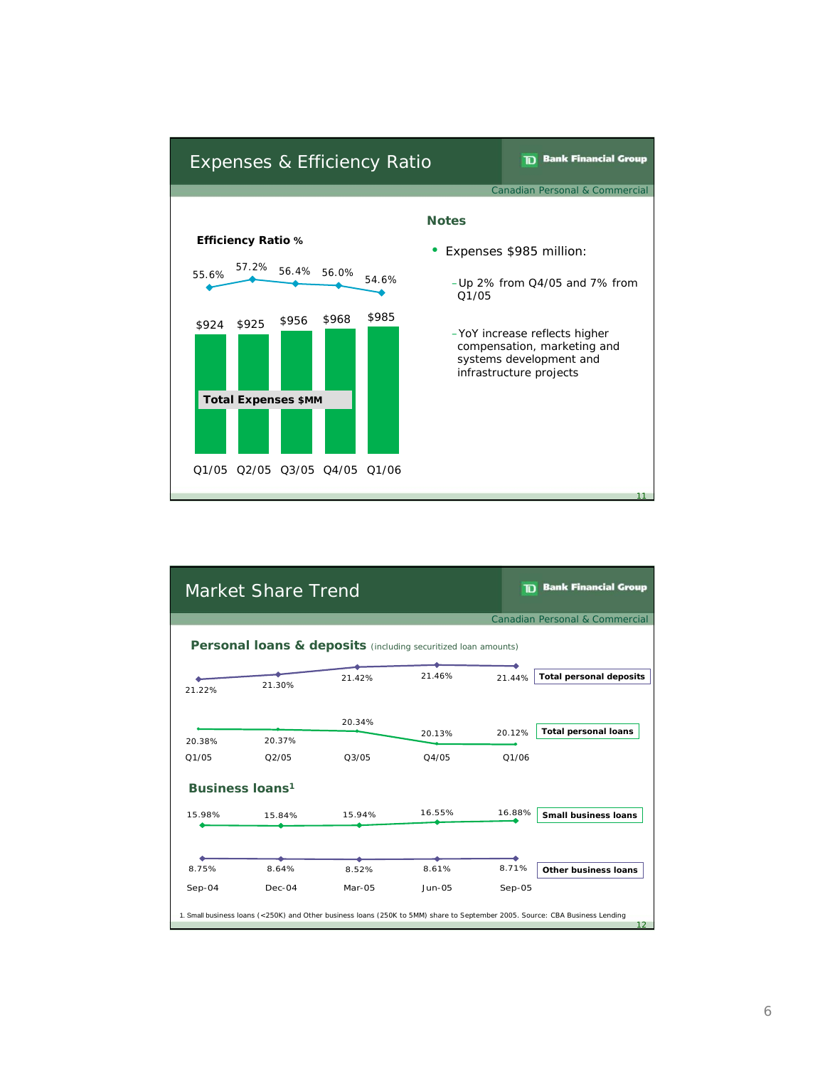## Expenses & Efficiency Ratio

TD Bank Financial Group

Canadian Personal & Commercial

**Efficiency Ratio %**

**Total Expenses $MM**

| | Q1/05 | Q2/05 | Q3/05 | Q4/05 | Q1/06 |
|---|---|---|---|---|---|
| Efficiency Ratio % | 55.6% | 57.2% | 56.4% | 56.0% | 54.6% |
| Total Expenses $MM | $924 | $925 | $956 | $968 | $985 |

### Notes

- Expenses $985 million:
  - Up 2% from Q4/05 and 7% from Q1/05
  - YoY increase reflects higher compensation, marketing and systems development and infrastructure projects

## Market Share Trend

TD Bank Financial Group

Canadian Personal & Commercial

**Personal loans & deposits** (including securitized loan amounts)

| | Q1/05 | Q2/05 | Q3/05 | Q4/05 | Q1/06 |
|---|---|---|---|---|---|
| Total personal deposits | 21.22% | 21.30% | 21.42% | 21.46% | 21.44% |
| Total personal loans | 20.38% | 20.37% | 20.34% | 20.13% | 20.12% |

**Business loans**[1]

| | Sep-04 | Dec-04 | Mar-05 | Jun-05 | Sep-05 |
|---|---|---|---|---|---|
| Small business loans | 15.98% | 15.84% | 15.94% | 16.55% | 16.88% |
| Other business loans | 8.75% | 8.64% | 8.52% | 8.61% | 8.71% |

1. Small business loans (<250K) and Other business loans (250K to 5MM) share to September 2005. Source: CBA Business Lending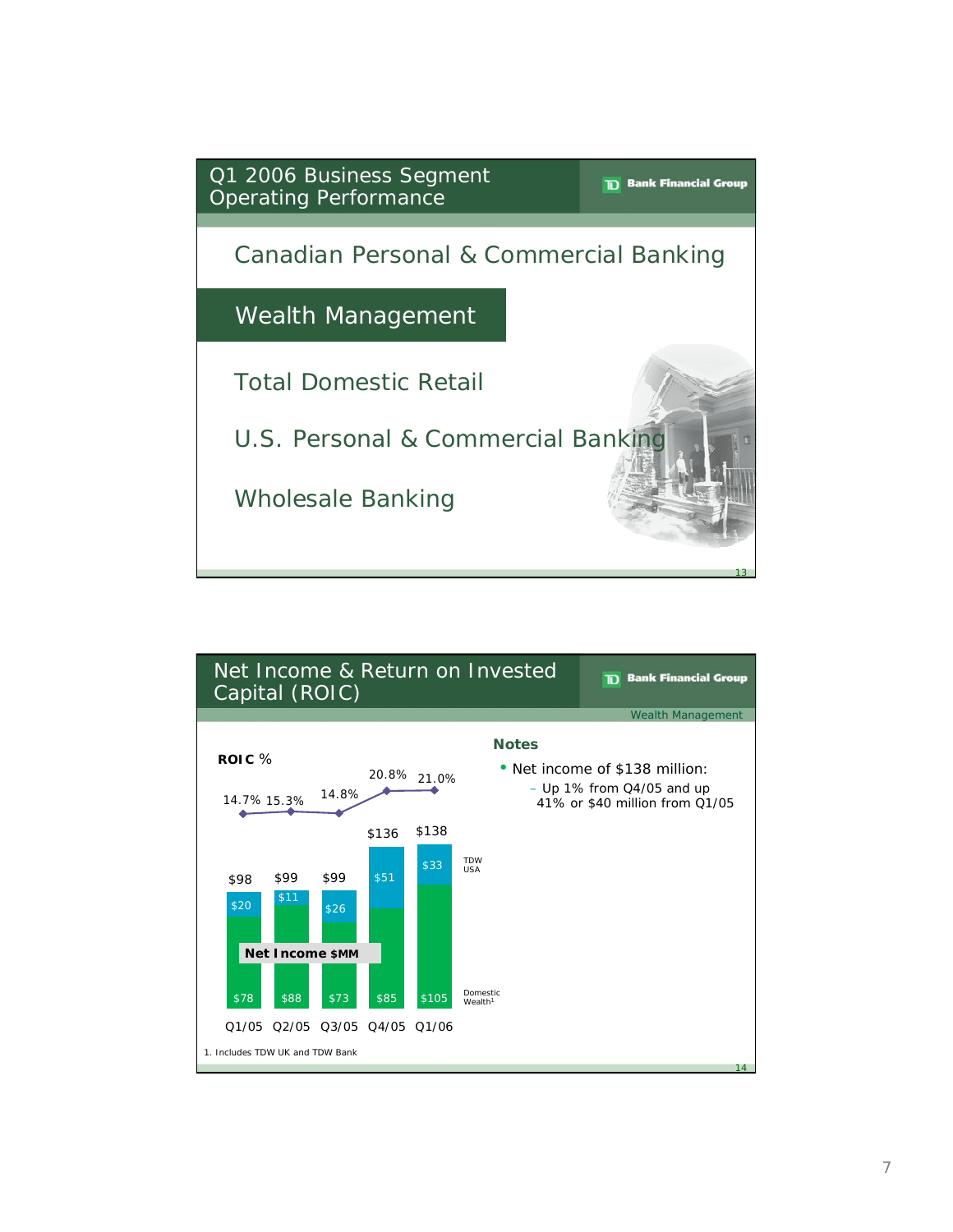## Q1 2006 Business Segment Operating Performance

TD Bank Financial Group

Canadian Personal & Commercial Banking

**Wealth Management**

Total Domestic Retail

U.S. Personal & Commercial Banking

Wholesale Banking

## Net Income & Return on Invested Capital (ROIC)

TD Bank Financial Group

Wealth Management

**ROIC %**

| | Q1/05 | Q2/05 | Q3/05 | Q4/05 | Q1/06 |
|---|---|---|---|---|---|
| ROIC % | 14.7% | 15.3% | 14.8% | 20.8% | 21.0% |
| TDW USA | $20 | $11 | $26 | $51 | $33 |
| Domestic Wealth[1] | $78 | $88 | $73 | $85 | $105 |
| Net Income $MM | $98 | $99 | $99 | $136 | $138 |

**Notes**

- Net income of $138 million:
  - Up 1% from Q4/05 and up 41% or $40 million from Q1/05

1. Includes TDW UK and TDW Bank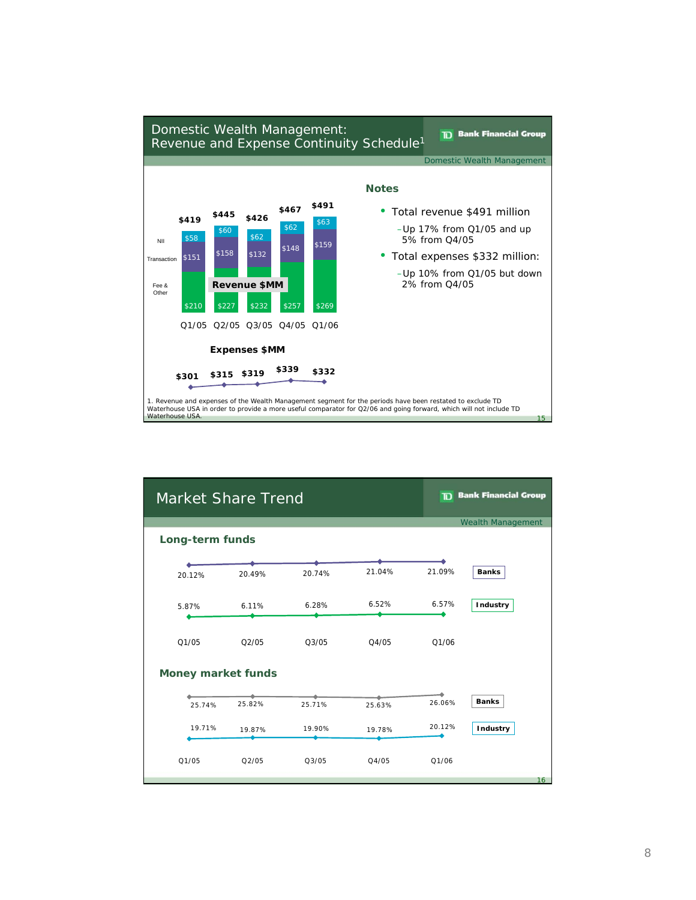## Domestic Wealth Management: Revenue and Expense Continuity Schedule[1]

TD Bank Financial Group

Domestic Wealth Management

**Revenue $MM**

| | Q1/05 | Q2/05 | Q3/05 | Q4/05 | Q1/06 |
|---|---|---|---|---|---|
| NII | $58 | $60 | $62 | $62 | $63 |
| Transaction | $151 | $158 | $132 | $148 | $159 |
| Fee & Other | $210 | $227 | $232 | $257 | $269 |
| **Total** | **$419** | **$445** | **$426** | **$467** | **$491** |

**Expenses $MM**

| Q1/05 | Q2/05 | Q3/05 | Q4/05 | Q1/06 |
|---|---|---|---|---|
| $301 | $315 | $319 | $339 | $332 |

### Notes

- Total revenue $491 million
  - Up 17% from Q1/05 and up 5% from Q4/05
- Total expenses $332 million:
  - Up 10% from Q1/05 but down 2% from Q4/05

1. Revenue and expenses of the Wealth Management segment for the periods have been restated to exclude TD Waterhouse USA in order to provide a more useful comparator for Q2/06 and going forward, which will not include TD Waterhouse USA.

## Market Share Trend

TD Bank Financial Group

Wealth Management

### Long-term funds

| | Q1/05 | Q2/05 | Q3/05 | Q4/05 | Q1/06 |
|---|---|---|---|---|---|
| Banks | 20.12% | 20.49% | 20.74% | 21.04% | 21.09% |
| Industry | 5.87% | 6.11% | 6.28% | 6.52% | 6.57% |

### Money market funds

| | Q1/05 | Q2/05 | Q3/05 | Q4/05 | Q1/06 |
|---|---|---|---|---|---|
| Banks | 25.74% | 25.82% | 25.71% | 25.63% | 26.06% |
| Industry | 19.71% | 19.87% | 19.90% | 19.78% | 20.12% |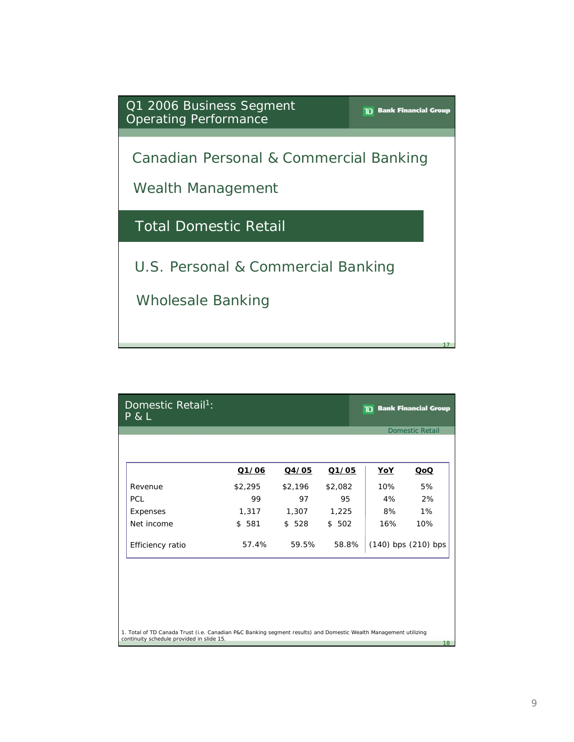## Q1 2006 Business Segment Operating Performance

TD Bank Financial Group

- Canadian Personal & Commercial Banking
- Wealth Management
- **Total Domestic Retail**
- U.S. Personal & Commercial Banking
- Wholesale Banking

## Domestic Retail[1]: P & L

TD Bank Financial Group

Domestic Retail

| | Q1/06 | Q4/05 | Q1/05 | YoY | QoQ |
|---|---|---|---|---|---|
| Revenue | $2,295 | $2,196 | $2,082 | 10% | 5% |
| PCL | 99 | 97 | 95 | 4% | 2% |
| Expenses | 1,317 | 1,307 | 1,225 | 8% | 1% |
| Net income | $ 581 | $ 528 | $ 502 | 16% | 10% |
| Efficiency ratio | 57.4% | 59.5% | 58.8% | (140) bps | (210) bps |

1. Total of TD Canada Trust (i.e. Canadian P&C Banking segment results) and Domestic Wealth Management utilizing continuity schedule provided in slide 15.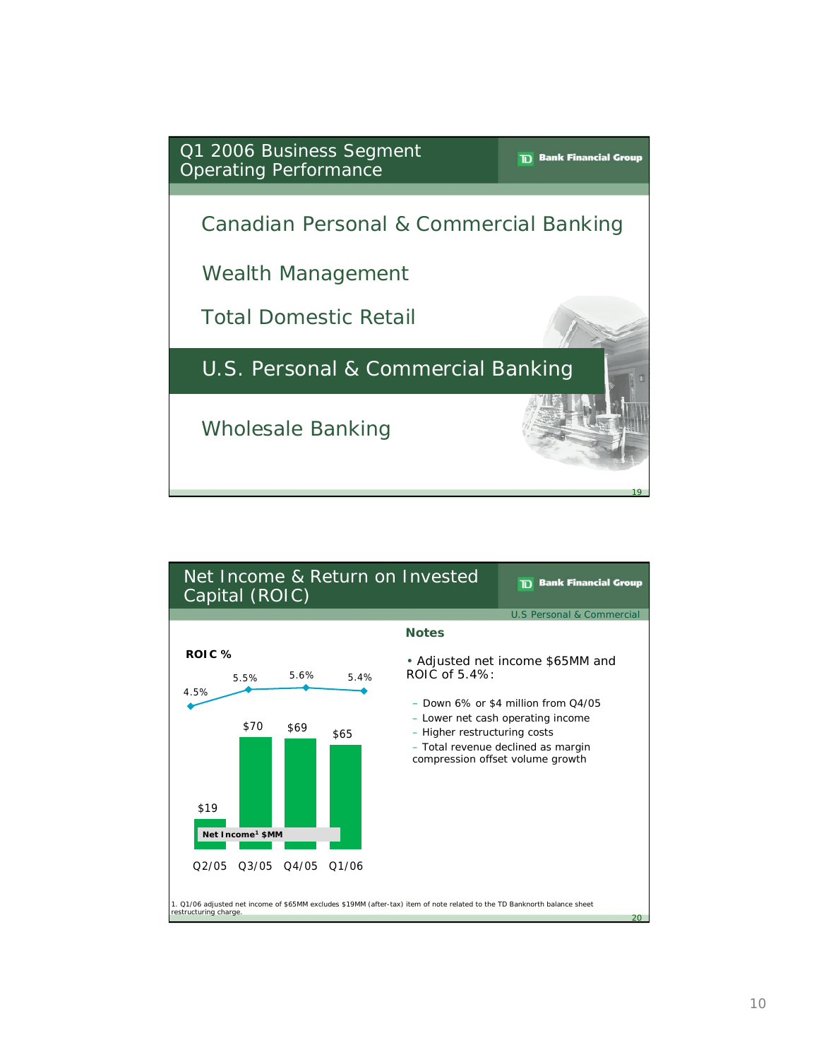## Q1 2006 Business Segment Operating Performance

TD Bank Financial Group

- Canadian Personal & Commercial Banking
- Wealth Management
- Total Domestic Retail
- **U.S. Personal & Commercial Banking**
- Wholesale Banking

## Net Income & Return on Invested Capital (ROIC)

TD Bank Financial Group

U.S Personal & Commercial

**ROIC %**

| | Q2/05 | Q3/05 | Q4/05 | Q1/06 |
|---|---|---|---|---|
| ROIC % | 4.5% | 5.5% | 5.6% | 5.4% |
| Net Income[1] $MM | $19 | $70 | $69 | $65 |

**Notes**

- Adjusted net income $65MM and ROIC of 5.4%:
  - Down 6% or $4 million from Q4/05
  - Lower net cash operating income
  - Higher restructuring costs
  - Total revenue declined as margin compression offset volume growth

1. Q1/06 adjusted net income of $65MM excludes $19MM (after-tax) item of note related to the TD Banknorth balance sheet restructuring charge.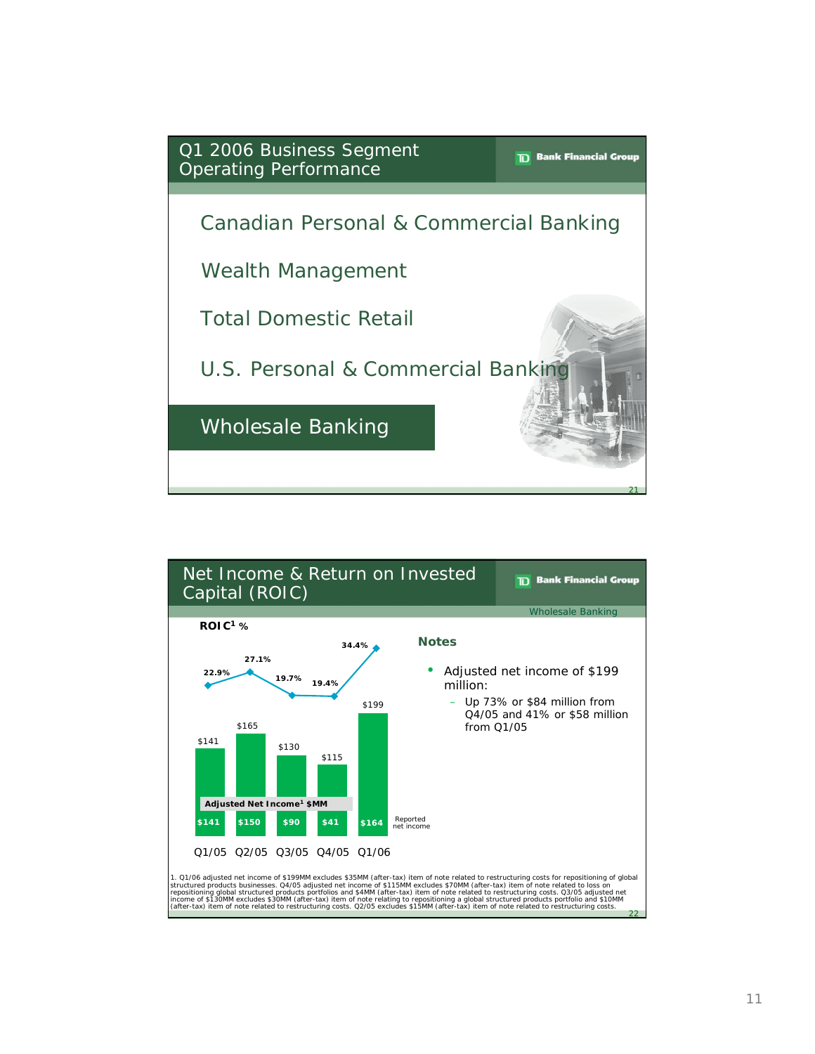## Q1 2006 Business Segment Operating Performance

TD Bank Financial Group

- Canadian Personal & Commercial Banking
- Wealth Management
- Total Domestic Retail
- U.S. Personal & Commercial Banking
- **Wholesale Banking**

## Net Income & Return on Invested Capital (ROIC)

TD Bank Financial Group

Wholesale Banking

| | Q1/05 | Q2/05 | Q3/05 | Q4/05 | Q1/06 |
|---|---|---|---|---|---|
| ROIC[1] % | 22.9% | 27.1% | 19.7% | 19.4% | 34.4% |
| Adjusted Net Income[1] $MM | $141 | $165 | $130 | $115 | $199 |
| Reported net income | $141 | $150 | $90 | $41 | $164 |

**Notes**

- Adjusted net income of $199 million:
  - Up 73% or $84 million from Q4/05 and 41% or $58 million from Q1/05

1. Q1/06 adjusted net income of $199MM excludes $35MM (after-tax) item of note related to restructuring costs for repositioning of global structured products businesses. Q4/05 adjusted net income of $115MM excludes $70MM (after-tax) item of note related to loss on repositioning global structured products portfolios and $4MM (after-tax) item of note related to restructuring costs. Q3/05 adjusted net income of $130MM excludes $30MM (after-tax) item of note relating to repositioning a global structured products portfolio and $10MM (after-tax) item of note related to restructuring costs. Q2/05 excludes $15MM (after-tax) item of note related to restructuring costs.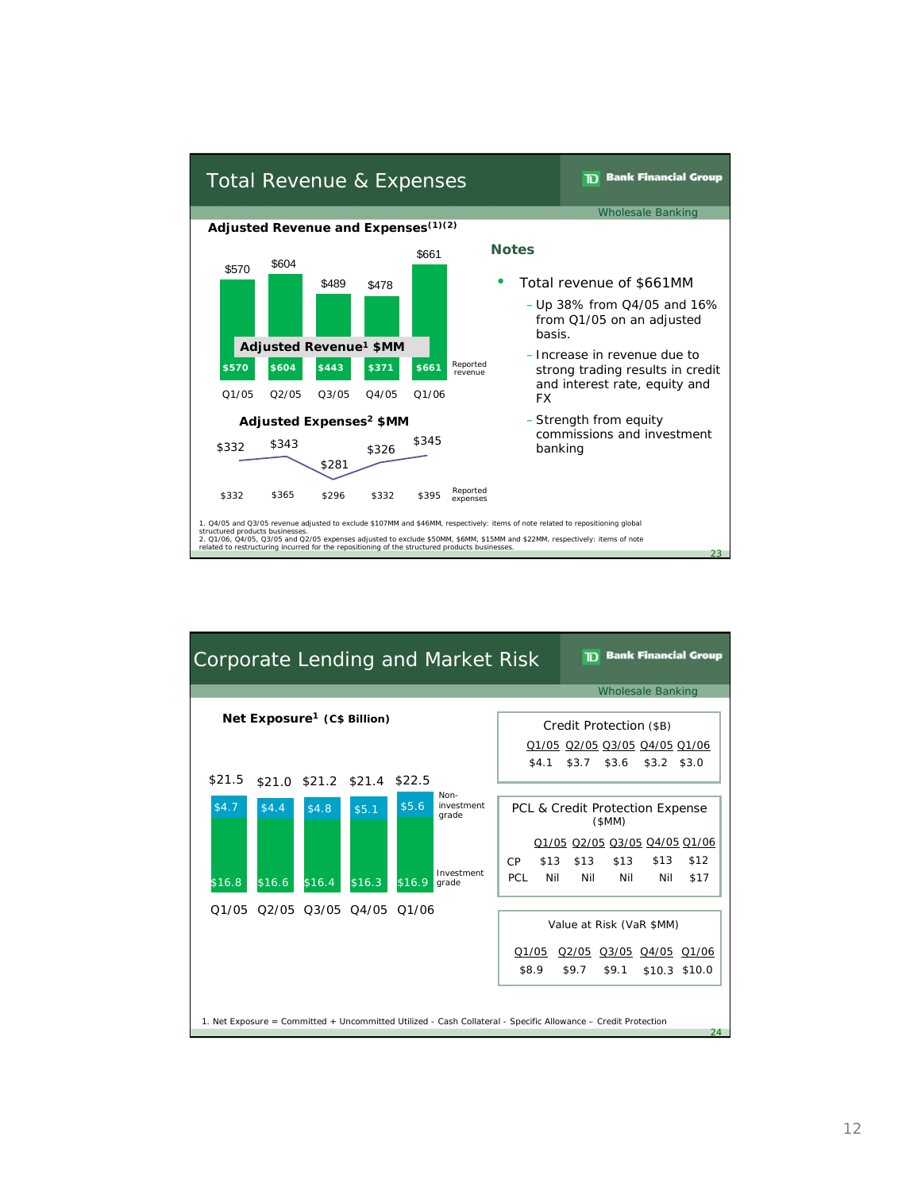## Total Revenue & Expenses

TD Bank Financial Group

Wholesale Banking

### Adjusted Revenue and Expenses[(1)(2)]

**Adjusted Revenue[1] $MM**

| | Q1/05 | Q2/05 | Q3/05 | Q4/05 | Q1/06 |
|---|---|---|---|---|---|
| Adjusted revenue | $570 | $604 | $489 | $478 | $661 |
| Reported revenue | $570 | $604 | $443 | $371 | $661 |

**Adjusted Expenses[2] $MM**

| | Q1/05 | Q2/05 | Q3/05 | Q4/05 | Q1/06 |
|---|---|---|---|---|---|
| Adjusted expenses | $332 | $343 | $281 | $326 | $345 |
| Reported expenses | $332 | $365 | $296 | $332 | $395 |

### Notes

- Total revenue of $661MM
  - Up 38% from Q4/05 and 16% from Q1/05 on an adjusted basis.
  - Increase in revenue due to strong trading results in credit and interest rate, equity and FX
  - Strength from equity commissions and investment banking

1. Q4/05 and Q3/05 revenue adjusted to exclude $107MM and $46MM, respectively: items of note related to repositioning global structured products businesses.
2. Q1/06, Q4/05, Q3/05 and Q2/05 expenses adjusted to exclude $50MM, $6MM, $15MM and $22MM, respectively: items of note related to restructuring incurred for the repositioning of the structured products businesses.

## Corporate Lending and Market Risk

TD Bank Financial Group

Wholesale Banking

**Net Exposure[1] (C$ Billion)**

| | Q1/05 | Q2/05 | Q3/05 | Q4/05 | Q1/06 |
|---|---|---|---|---|---|
| Non-investment grade | $4.7 | $4.4 | $4.8 | $5.1 | $5.6 |
| Investment grade | $16.8 | $16.6 | $16.4 | $16.3 | $16.9 |
| Total | $21.5 | $21.0 | $21.2 | $21.4 | $22.5 |

**Credit Protection ($B)**

| Q1/05 | Q2/05 | Q3/05 | Q4/05 | Q1/06 |
|---|---|---|---|---|
| $4.1 | $3.7 | $3.6 | $3.2 | $3.0 |

**PCL & Credit Protection Expense ($MM)**

| | Q1/05 | Q2/05 | Q3/05 | Q4/05 | Q1/06 |
|---|---|---|---|---|---|
| CP | $13 | $13 | $13 | $13 | $12 |
| PCL | Nil | Nil | Nil | Nil | $17 |

**Value at Risk (VaR $MM)**

| Q1/05 | Q2/05 | Q3/05 | Q4/05 | Q1/06 |
|---|---|---|---|---|
| $8.9 | $9.7 | $9.1 | $10.3 | $10.0 |

1. Net Exposure = Committed + Uncommitted Utilized - Cash Collateral - Specific Allowance – Credit Protection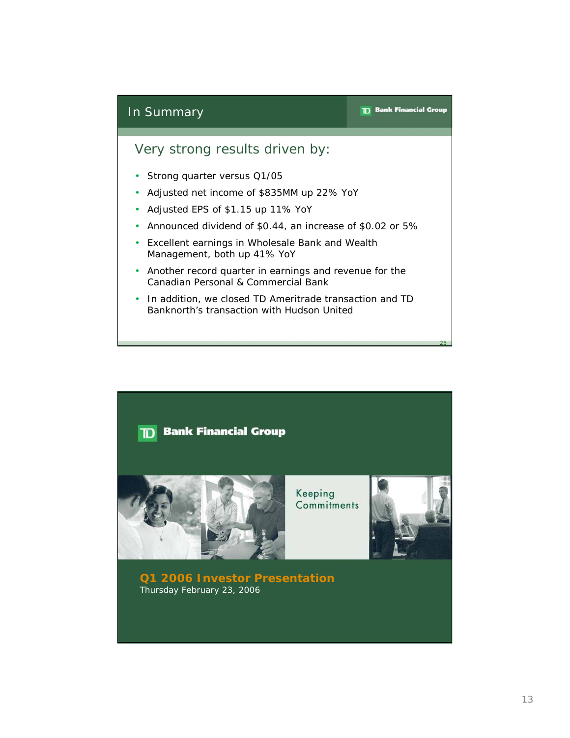## In Summary

TD Bank Financial Group

### Very strong results driven by:

- Strong quarter versus Q1/05
- Adjusted net income of $835MM up 22% YoY
- Adjusted EPS of $1.15 up 11% YoY
- Announced dividend of $0.44, an increase of $0.02 or 5%
- Excellent earnings in Wholesale Bank and Wealth Management, both up 41% YoY
- Another record quarter in earnings and revenue for the Canadian Personal & Commercial Bank
- In addition, we closed TD Ameritrade transaction and TD Banknorth's transaction with Hudson United

---

TD Bank Financial Group

Keeping Commitments

**Q1 2006 Investor Presentation**

Thursday February 23, 2006